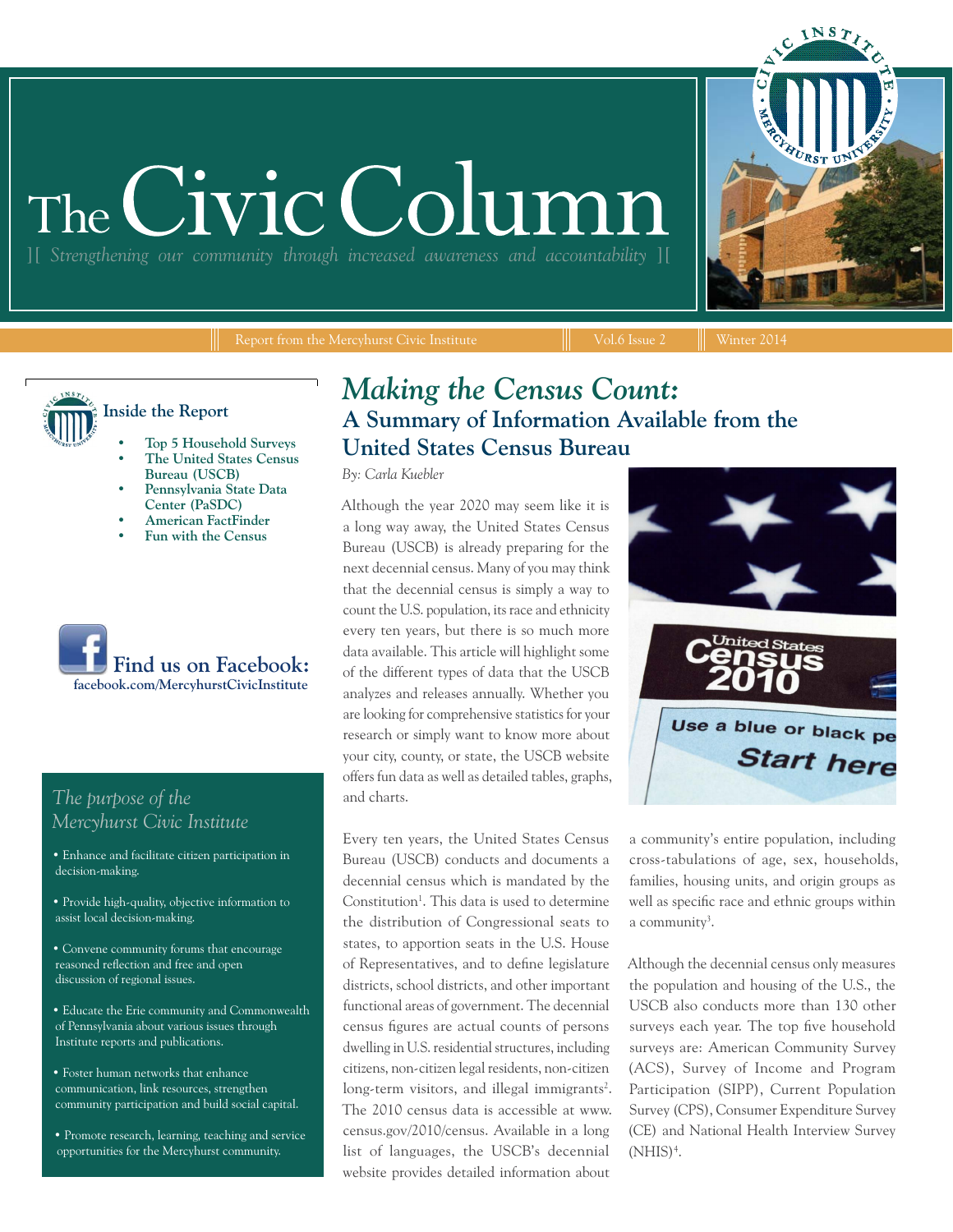# The Civic Column

][ *Strengthening our community through increased awareness and accountability* ][

Report from the Mercyhurst Civic Institute | Vol.6 Issue 2 | Winter 2014

**Inside the Report**

- Top 5 Household Surveys
- The United States Census Bureau (USCB)
- Pennsylvania State Data Center (PaSDC)
- American FactFinder
- Fun with the Census

**Find us on Facebook:**
**facebook.com/MercyhurstCivicInstitute**

*The purpose of the Mercyhurst Civic Institute*

- Enhance and facilitate citizen participation in decision-making.
- Provide high-quality, objective information to assist local decision-making.
- Convene community forums that encourage reasoned reflection and free and open discussion of regional issues.
- Educate the Erie community and Commonwealth of Pennsylvania about various issues through Institute reports and publications.
- Foster human networks that enhance communication, link resources, strengthen community participation and build social capital.
- Promote research, learning, teaching and service opportunities for the Mercyhurst community.

## *Making the Census Count:*
## A Summary of Information Available from the United States Census Bureau

*By: Carla Kuebler*

Although the year 2020 may seem like it is a long way away, the United States Census Bureau (USCB) is already preparing for the next decennial census. Many of you may think that the decennial census is simply a way to count the U.S. population, its race and ethnicity every ten years, but there is so much more data available. This article will highlight some of the different types of data that the USCB analyzes and releases annually. Whether you are looking for comprehensive statistics for your research or simply want to know more about your city, county, or state, the USCB website offers fun data as well as detailed tables, graphs, and charts.

Every ten years, the United States Census Bureau (USCB) conducts and documents a decennial census which is mandated by the Constitution[1]. This data is used to determine the distribution of Congressional seats to states, to apportion seats in the U.S. House of Representatives, and to define legislature districts, school districts, and other important functional areas of government. The decennial census figures are actual counts of persons dwelling in U.S. residential structures, including citizens, non-citizen legal residents, non-citizen long-term visitors, and illegal immigrants[2]. The 2010 census data is accessible at www.census.gov/2010/census. Available in a long list of languages, the USCB's decennial website provides detailed information about a community's entire population, including cross-tabulations of age, sex, households, families, housing units, and origin groups as well as specific race and ethnic groups within a community[3].

Although the decennial census only measures the population and housing of the U.S., the USCB also conducts more than 130 other surveys each year. The top five household surveys are: American Community Survey (ACS), Survey of Income and Program Participation (SIPP), Current Population Survey (CPS), Consumer Expenditure Survey (CE) and National Health Interview Survey (NHIS)[4].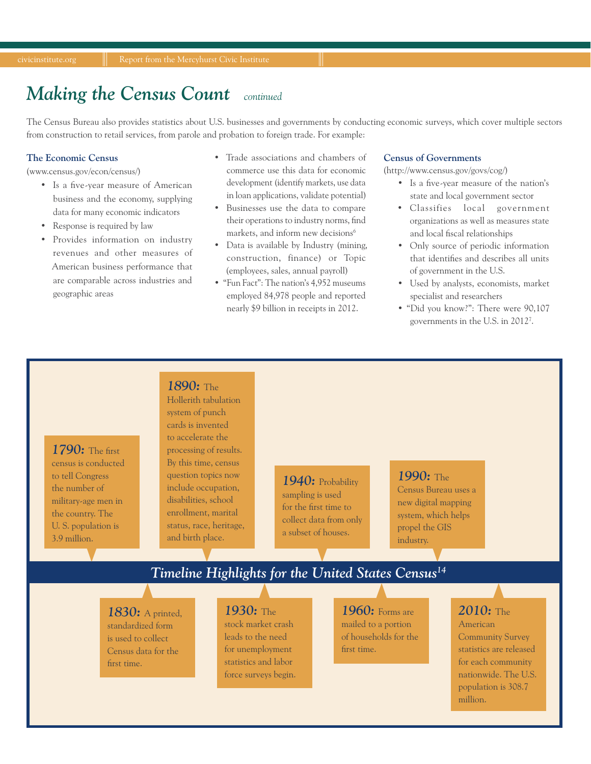## Making the Census Count *continued*

The Census Bureau also provides statistics about U.S. businesses and governments by conducting economic surveys, which cover multiple sectors from construction to retail services, from parole and probation to foreign trade. For example:

### The Economic Census

(www.census.gov/econ/census/)

- Is a five-year measure of American business and the economy, supplying data for many economic indicators
- Response is required by law
- Provides information on industry revenues and other measures of American business performance that are comparable across industries and geographic areas
- Trade associations and chambers of commerce use this data for economic development (identify markets, use data in loan applications, validate potential)
- Businesses use the data to compare their operations to industry norms, find markets, and inform new decisions[6]
- Data is available by Industry (mining, construction, finance) or Topic (employees, sales, annual payroll)
- "Fun Fact": The nation's 4,952 museums employed 84,978 people and reported nearly $9 billion in receipts in 2012.

### Census of Governments

(http://www.census.gov/govs/cog/)

- Is a five-year measure of the nation's state and local government sector
- Classifies local government organizations as well as measures state and local fiscal relationships
- Only source of periodic information that identifies and describes all units of government in the U.S.
- Used by analysts, economists, market specialist and researchers
- "Did you know?": There were 90,107 governments in the U.S. in 2012[7].

### Timeline Highlights for the United States Census[14]

**1790:** The first census is conducted to tell Congress the number of military-age men in the country. The U. S. population is 3.9 million.

**1830:** A printed, standardized form is used to collect Census data for the first time.

**1890:** The Hollerith tabulation system of punch cards is invented to accelerate the processing of results. By this time, census question topics now include occupation, disabilities, school enrollment, marital status, race, heritage, and birth place.

**1930:** The stock market crash leads to the need for unemployment statistics and labor force surveys begin.

**1940:** Probability sampling is used for the first time to collect data from only a subset of houses.

**1960:** Forms are mailed to a portion of households for the first time.

**1990:** The Census Bureau uses a new digital mapping system, which helps propel the GIS industry.

**2010:** The American Community Survey statistics are released for each community nationwide. The U.S. population is 308.7 million.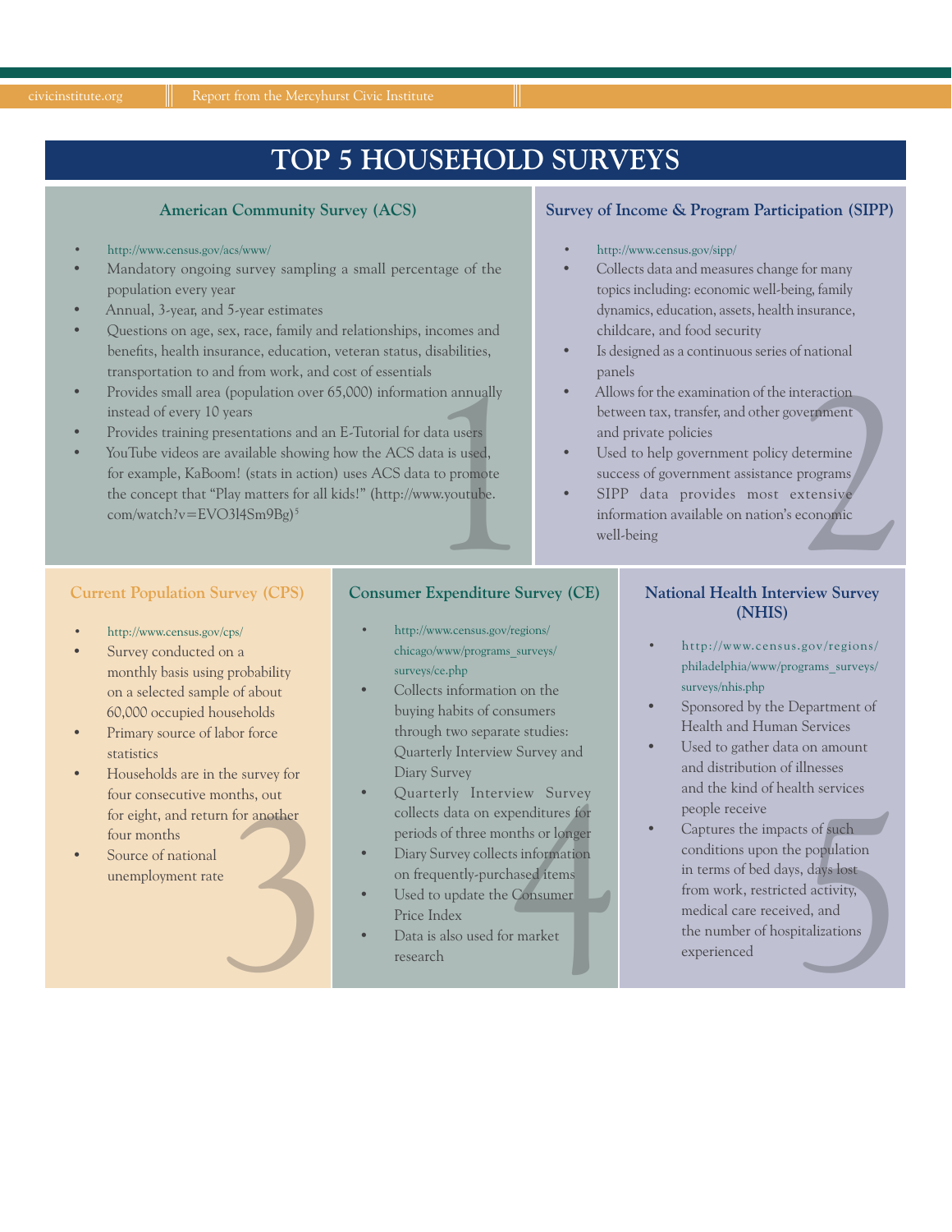# TOP 5 HOUSEHOLD SURVEYS

## American Community Survey (ACS)

- http://www.census.gov/acs/www/
- Mandatory ongoing survey sampling a small percentage of the population every year
- Annual, 3-year, and 5-year estimates
- Questions on age, sex, race, family and relationships, incomes and benefits, health insurance, education, veteran status, disabilities, transportation to and from work, and cost of essentials
- Provides small area (population over 65,000) information annually instead of every 10 years
- Provides training presentations and an E-Tutorial for data users
- YouTube videos are available showing how the ACS data is used, for example, KaBoom! (stats in action) uses ACS data to promote the concept that "Play matters for all kids!" (http://www.youtube.com/watch?v=EVO3l4Sm9Bg)[5]

## Survey of Income & Program Participation (SIPP)

- http://www.census.gov/sipp/
- Collects data and measures change for many topics including: economic well-being, family dynamics, education, assets, health insurance, childcare, and food security
- Is designed as a continuous series of national panels
- Allows for the examination of the interaction between tax, transfer, and other government and private policies
- Used to help government policy determine success of government assistance programs
- SIPP data provides most extensive information available on nation's economic well-being

## Current Population Survey (CPS)

- http://www.census.gov/cps/
- Survey conducted on a monthly basis using probability on a selected sample of about 60,000 occupied households
- Primary source of labor force statistics
- Households are in the survey for four consecutive months, out for eight, and return for another four months
- Source of national unemployment rate

## Consumer Expenditure Survey (CE)

- http://www.census.gov/regions/chicago/www/programs_surveys/surveys/ce.php
- Collects information on the buying habits of consumers through two separate studies: Quarterly Interview Survey and Diary Survey
- Quarterly Interview Survey collects data on expenditures for periods of three months or longer
- Diary Survey collects information on frequently-purchased items
- Used to update the Consumer Price Index
- Data is also used for market research

## National Health Interview Survey (NHIS)

- http://www.census.gov/regions/philadelphia/www/programs_surveys/surveys/nhis.php
- Sponsored by the Department of Health and Human Services
- Used to gather data on amount and distribution of illnesses and the kind of health services people receive
- Captures the impacts of such conditions upon the population in terms of bed days, days lost from work, restricted activity, medical care received, and the number of hospitalizations experienced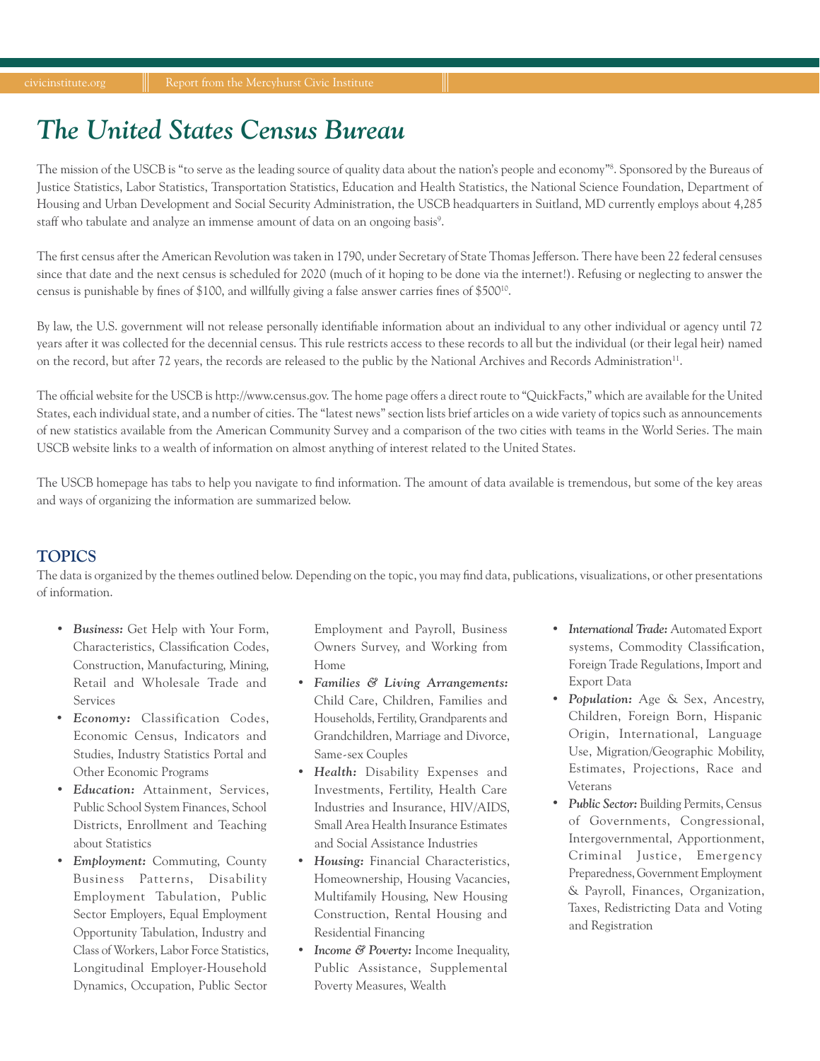# The United States Census Bureau

The mission of the USCB is "to serve as the leading source of quality data about the nation's people and economy"[8]. Sponsored by the Bureaus of Justice Statistics, Labor Statistics, Transportation Statistics, Education and Health Statistics, the National Science Foundation, Department of Housing and Urban Development and Social Security Administration, the USCB headquarters in Suitland, MD currently employs about 4,285 staff who tabulate and analyze an immense amount of data on an ongoing basis[9].

The first census after the American Revolution was taken in 1790, under Secretary of State Thomas Jefferson. There have been 22 federal censuses since that date and the next census is scheduled for 2020 (much of it hoping to be done via the internet!). Refusing or neglecting to answer the census is punishable by fines of $100, and willfully giving a false answer carries fines of $500[10].

By law, the U.S. government will not release personally identifiable information about an individual to any other individual or agency until 72 years after it was collected for the decennial census. This rule restricts access to these records to all but the individual (or their legal heir) named on the record, but after 72 years, the records are released to the public by the National Archives and Records Administration[11].

The official website for the USCB is http://www.census.gov. The home page offers a direct route to "QuickFacts," which are available for the United States, each individual state, and a number of cities. The "latest news" section lists brief articles on a wide variety of topics such as announcements of new statistics available from the American Community Survey and a comparison of the two cities with teams in the World Series. The main USCB website links to a wealth of information on almost anything of interest related to the United States.

The USCB homepage has tabs to help you navigate to find information. The amount of data available is tremendous, but some of the key areas and ways of organizing the information are summarized below.

## TOPICS

The data is organized by the themes outlined below. Depending on the topic, you may find data, publications, visualizations, or other presentations of information.

- ***Business:*** Get Help with Your Form, Characteristics, Classification Codes, Construction, Manufacturing, Mining, Retail and Wholesale Trade and Services
- ***Economy:*** Classification Codes, Economic Census, Indicators and Studies, Industry Statistics Portal and Other Economic Programs
- ***Education:*** Attainment, Services, Public School System Finances, School Districts, Enrollment and Teaching about Statistics
- ***Employment:*** Commuting, County Business Patterns, Disability Employment Tabulation, Public Sector Employers, Equal Employment Opportunity Tabulation, Industry and Class of Workers, Labor Force Statistics, Longitudinal Employer-Household Dynamics, Occupation, Public Sector Employment and Payroll, Business Owners Survey, and Working from Home
- ***Families & Living Arrangements:*** Child Care, Children, Families and Households, Fertility, Grandparents and Grandchildren, Marriage and Divorce, Same-sex Couples
- ***Health:*** Disability Expenses and Investments, Fertility, Health Care Industries and Insurance, HIV/AIDS, Small Area Health Insurance Estimates and Social Assistance Industries
- ***Housing:*** Financial Characteristics, Homeownership, Housing Vacancies, Multifamily Housing, New Housing Construction, Rental Housing and Residential Financing
- ***Income & Poverty:*** Income Inequality, Public Assistance, Supplemental Poverty Measures, Wealth
- ***International Trade:*** Automated Export systems, Commodity Classification, Foreign Trade Regulations, Import and Export Data
- ***Population:*** Age & Sex, Ancestry, Children, Foreign Born, Hispanic Origin, International, Language Use, Migration/Geographic Mobility, Estimates, Projections, Race and Veterans
- ***Public Sector:*** Building Permits, Census of Governments, Congressional, Intergovernmental, Apportionment, Criminal Justice, Emergency Preparedness, Government Employment & Payroll, Finances, Organization, Taxes, Redistricting Data and Voting and Registration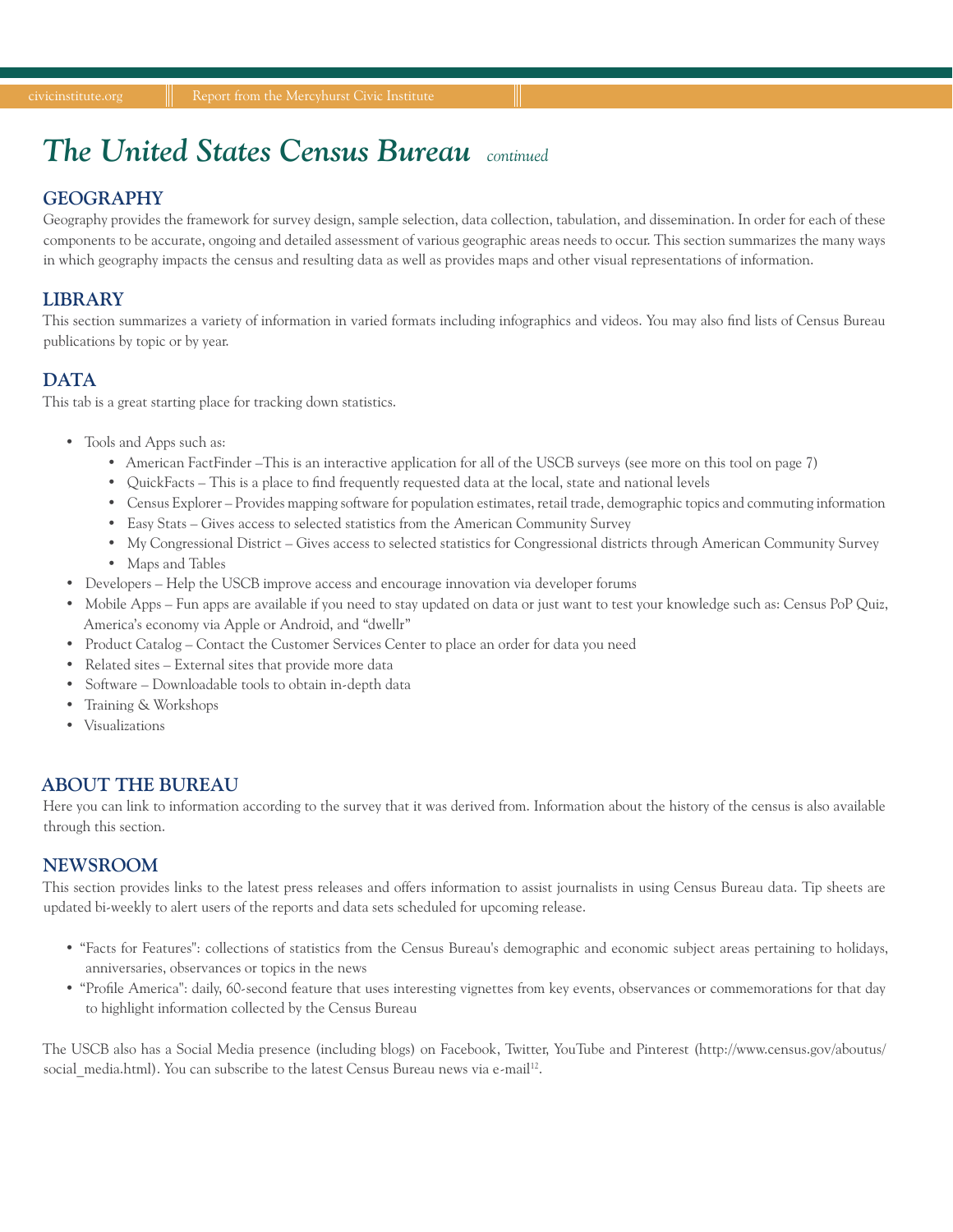# *The United States Census Bureau* *continued*

## GEOGRAPHY

Geography provides the framework for survey design, sample selection, data collection, tabulation, and dissemination. In order for each of these components to be accurate, ongoing and detailed assessment of various geographic areas needs to occur. This section summarizes the many ways in which geography impacts the census and resulting data as well as provides maps and other visual representations of information.

## LIBRARY

This section summarizes a variety of information in varied formats including infographics and videos. You may also find lists of Census Bureau publications by topic or by year.

## DATA

This tab is a great starting place for tracking down statistics.

- Tools and Apps such as:
  - American FactFinder –This is an interactive application for all of the USCB surveys (see more on this tool on page 7)
  - QuickFacts – This is a place to find frequently requested data at the local, state and national levels
  - Census Explorer – Provides mapping software for population estimates, retail trade, demographic topics and commuting information
  - Easy Stats – Gives access to selected statistics from the American Community Survey
  - My Congressional District – Gives access to selected statistics for Congressional districts through American Community Survey
  - Maps and Tables
- Developers – Help the USCB improve access and encourage innovation via developer forums
- Mobile Apps – Fun apps are available if you need to stay updated on data or just want to test your knowledge such as: Census PoP Quiz, America's economy via Apple or Android, and "dwellr"
- Product Catalog – Contact the Customer Services Center to place an order for data you need
- Related sites – External sites that provide more data
- Software – Downloadable tools to obtain in-depth data
- Training & Workshops
- Visualizations

## ABOUT THE BUREAU

Here you can link to information according to the survey that it was derived from. Information about the history of the census is also available through this section.

## NEWSROOM

This section provides links to the latest press releases and offers information to assist journalists in using Census Bureau data. Tip sheets are updated bi-weekly to alert users of the reports and data sets scheduled for upcoming release.

- "Facts for Features": collections of statistics from the Census Bureau's demographic and economic subject areas pertaining to holidays, anniversaries, observances or topics in the news
- "Profile America": daily, 60-second feature that uses interesting vignettes from key events, observances or commemorations for that day to highlight information collected by the Census Bureau

The USCB also has a Social Media presence (including blogs) on Facebook, Twitter, YouTube and Pinterest (http://www.census.gov/aboutus/social_media.html). You can subscribe to the latest Census Bureau news via e-mail[12].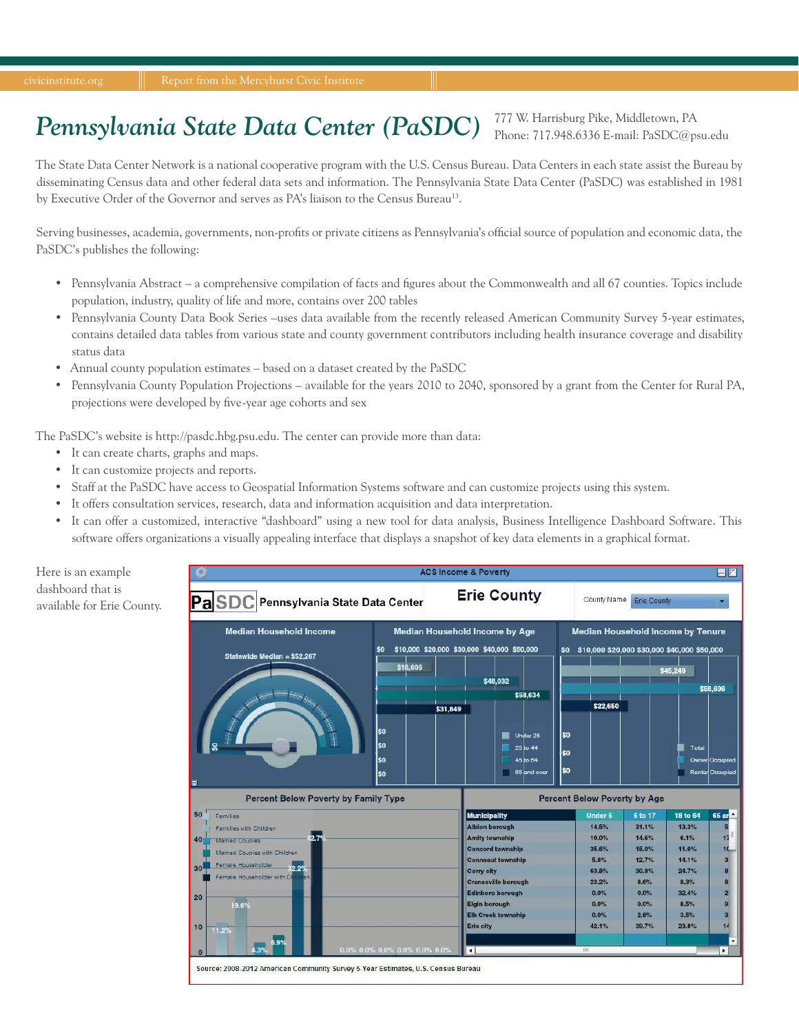# Pennsylvania State Data Center (PaSDC)

777 W. Harrisburg Pike, Middletown, PA
Phone: 717.948.6336 E-mail: PaSDC@psu.edu

The State Data Center Network is a national cooperative program with the U.S. Census Bureau. Data Centers in each state assist the Bureau by disseminating Census data and other federal data sets and information. The Pennsylvania State Data Center (PaSDC) was established in 1981 by Executive Order of the Governor and serves as PA's liaison to the Census Bureau[13].

Serving businesses, academia, governments, non-profits or private citizens as Pennsylvania's official source of population and economic data, the PaSDC's publishes the following:

- Pennsylvania Abstract – a comprehensive compilation of facts and figures about the Commonwealth and all 67 counties. Topics include population, industry, quality of life and more, contains over 200 tables
- Pennsylvania County Data Book Series –uses data available from the recently released American Community Survey 5-year estimates, contains detailed data tables from various state and county government contributors including health insurance coverage and disability status data
- Annual county population estimates – based on a dataset created by the PaSDC
- Pennsylvania County Population Projections – available for the years 2010 to 2040, sponsored by a grant from the Center for Rural PA, projections were developed by five-year age cohorts and sex

The PaSDC's website is http://pasdc.hbg.psu.edu. The center can provide more than data:

- It can create charts, graphs and maps.
- It can customize projects and reports.
- Staff at the PaSDC have access to Geospatial Information Systems software and can customize projects using this system.
- It offers consultation services, research, data and information acquisition and data interpretation.
- It can offer a customized, interactive "dashboard" using a new tool for data analysis, Business Intelligence Dashboard Software. This software offers organizations a visually appealing interface that displays a snapshot of key data elements in a graphical format.

Here is an example dashboard that is available for Erie County.

Source: 2008-2012 American Community Survey 5-Year Estimates, U.S. Census Bureau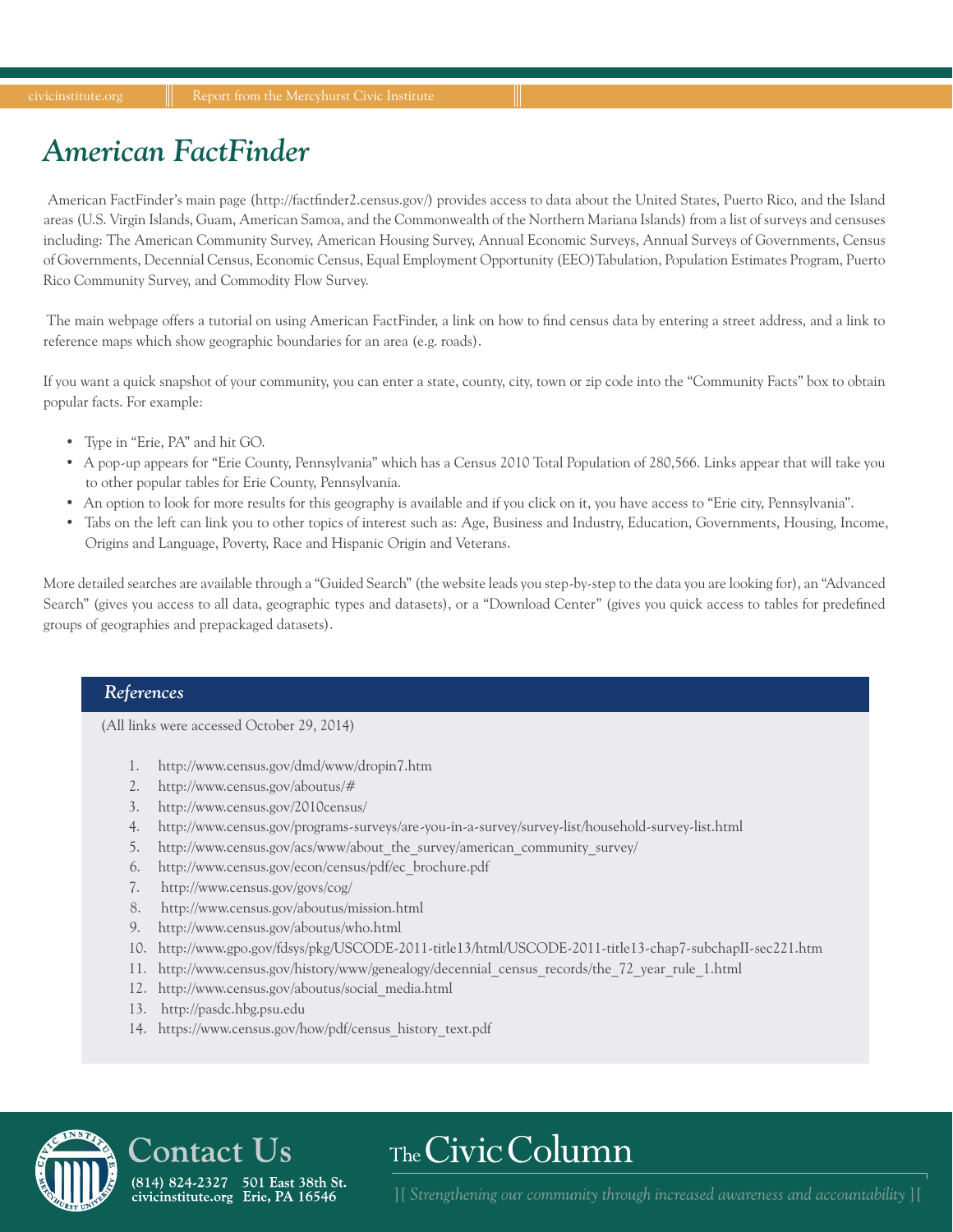# American FactFinder

American FactFinder's main page (http://factfinder2.census.gov/) provides access to data about the United States, Puerto Rico, and the Island areas (U.S. Virgin Islands, Guam, American Samoa, and the Commonwealth of the Northern Mariana Islands) from a list of surveys and censuses including: The American Community Survey, American Housing Survey, Annual Economic Surveys, Annual Surveys of Governments, Census of Governments, Decennial Census, Economic Census, Equal Employment Opportunity (EEO) Tabulation, Population Estimates Program, Puerto Rico Community Survey, and Commodity Flow Survey.

The main webpage offers a tutorial on using American FactFinder, a link on how to find census data by entering a street address, and a link to reference maps which show geographic boundaries for an area (e.g. roads).

If you want a quick snapshot of your community, you can enter a state, county, city, town or zip code into the "Community Facts" box to obtain popular facts. For example:

- Type in "Erie, PA" and hit GO.
- A pop-up appears for "Erie County, Pennsylvania" which has a Census 2010 Total Population of 280,566. Links appear that will take you to other popular tables for Erie County, Pennsylvania.
- An option to look for more results for this geography is available and if you click on it, you have access to "Erie city, Pennsylvania".
- Tabs on the left can link you to other topics of interest such as: Age, Business and Industry, Education, Governments, Housing, Income, Origins and Language, Poverty, Race and Hispanic Origin and Veterans.

More detailed searches are available through a "Guided Search" (the website leads you step-by-step to the data you are looking for), an "Advanced Search" (gives you access to all data, geographic types and datasets), or a "Download Center" (gives you quick access to tables for predefined groups of geographies and prepackaged datasets).

## References

(All links were accessed October 29, 2014)

1. http://www.census.gov/dmd/www/dropin7.htm
2. http://www.census.gov/aboutus/#
3. http://www.census.gov/2010census/
4. http://www.census.gov/programs-surveys/are-you-in-a-survey/survey-list/household-survey-list.html
5. http://www.census.gov/acs/www/about_the_survey/american_community_survey/
6. http://www.census.gov/econ/census/pdf/ec_brochure.pdf
7. http://www.census.gov/govs/cog/
8. http://www.census.gov/aboutus/mission.html
9. http://www.census.gov/aboutus/who.html
10. http://www.gpo.gov/fdsys/pkg/USCODE-2011-title13/html/USCODE-2011-title13-chap7-subchapII-sec221.htm
11. http://www.census.gov/history/www/genealogy/decennial_census_records/the_72_year_rule_1.html
12. http://www.census.gov/aboutus/social_media.html
13. http://pasdc.hbg.psu.edu
14. https://www.census.gov/how/pdf/census_history_text.pdf

## Contact Us

(814) 824-2327 501 East 38th St.
civicinstitute.org Erie, PA 16546

The Civic Column

][ Strengthening our community through increased awareness and accountability ][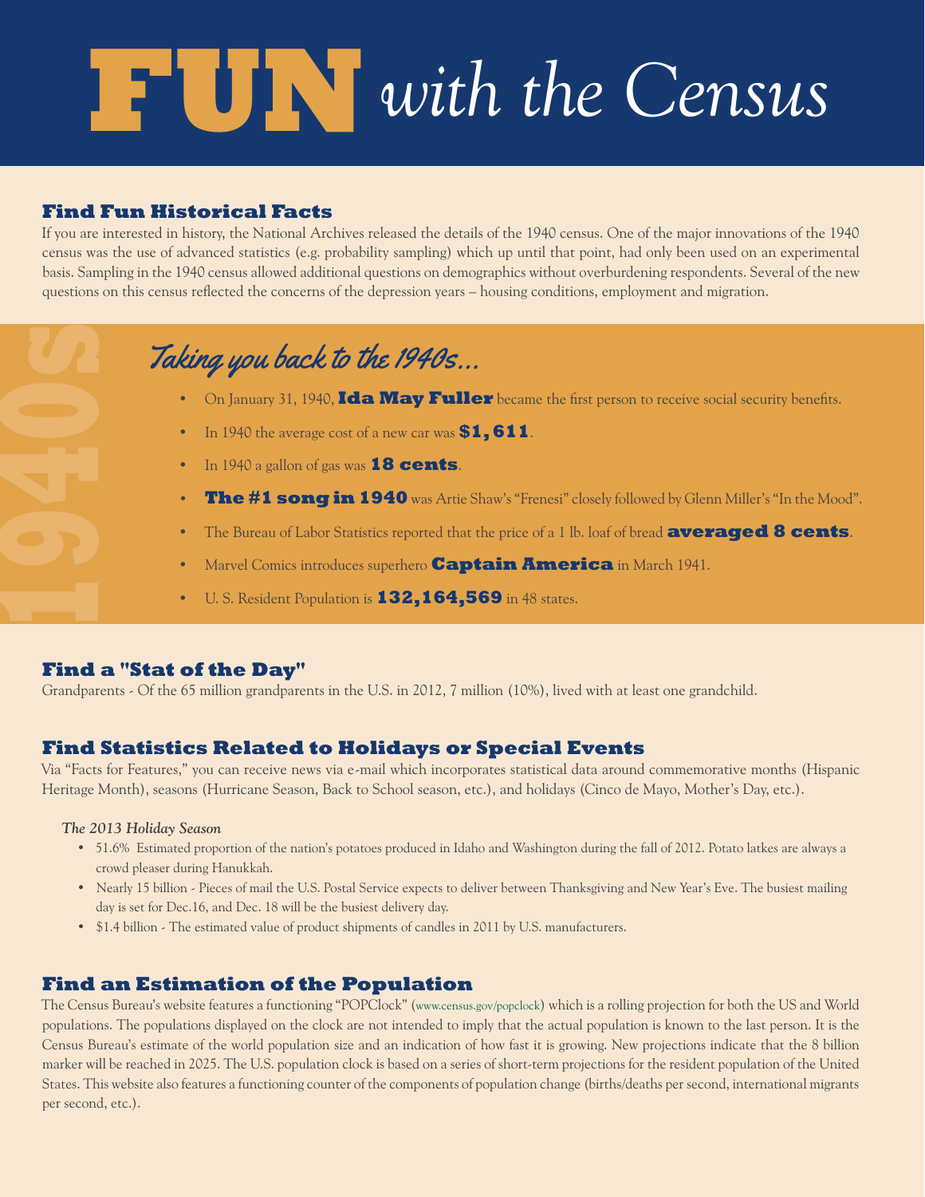# FUN *with the Census*

## Find Fun Historical Facts

If you are interested in history, the National Archives released the details of the 1940 census. One of the major innovations of the 1940 census was the use of advanced statistics (e.g. probability sampling) which up until that point, had only been used on an experimental basis. Sampling in the 1940 census allowed additional questions on demographics without overburdening respondents. Several of the new questions on this census reflected the concerns of the depression years – housing conditions, employment and migration.

### *Taking you back to the 1940s...*

1940s

- On January 31, 1940, **Ida May Fuller** became the first person to receive social security benefits.
- In 1940 the average cost of a new car was **$1,611**.
- In 1940 a gallon of gas was **18 cents**.
- **The #1 song in 1940** was Artie Shaw's "Frenesi" closely followed by Glenn Miller's "In the Mood".
- The Bureau of Labor Statistics reported that the price of a 1 lb. loaf of bread **averaged 8 cents**.
- Marvel Comics introduces superhero **Captain America** in March 1941.
- U. S. Resident Population is **132,164,569** in 48 states.

## Find a "Stat of the Day"

Grandparents - Of the 65 million grandparents in the U.S. in 2012, 7 million (10%), lived with at least one grandchild.

## Find Statistics Related to Holidays or Special Events

Via "Facts for Features," you can receive news via e-mail which incorporates statistical data around commemorative months (Hispanic Heritage Month), seasons (Hurricane Season, Back to School season, etc.), and holidays (Cinco de Mayo, Mother's Day, etc.).

*The 2013 Holiday Season*

- 51.6% Estimated proportion of the nation's potatoes produced in Idaho and Washington during the fall of 2012. Potato latkes are always a crowd pleaser during Hanukkah.
- Nearly 15 billion - Pieces of mail the U.S. Postal Service expects to deliver between Thanksgiving and New Year's Eve. The busiest mailing day is set for Dec.16, and Dec. 18 will be the busiest delivery day.
- $1.4 billion - The estimated value of product shipments of candles in 2011 by U.S. manufacturers.

## Find an Estimation of the Population

The Census Bureau's website features a functioning "POPClock" (www.census.gov/popclock) which is a rolling projection for both the US and World populations. The populations displayed on the clock are not intended to imply that the actual population is known to the last person. It is the Census Bureau's estimate of the world population size and an indication of how fast it is growing. New projections indicate that the 8 billion marker will be reached in 2025. The U.S. population clock is based on a series of short-term projections for the resident population of the United States. This website also features a functioning counter of the components of population change (births/deaths per second, international migrants per second, etc.).